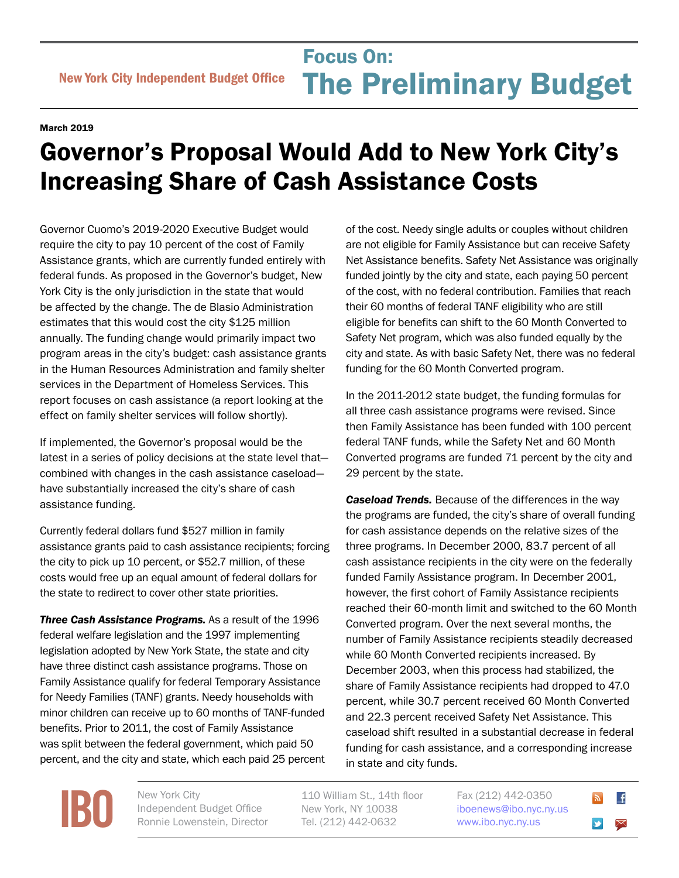New York City Independent Budget Office

# Focus On: The Preliminary Budget

**March 2019**

# Governor's Proposal Would Add to New York City's Increasing Share of Cash Assistance Costs

Governor Cuomo's 2019-2020 Executive Budget would require the city to pay 10 percent of the cost of Family Assistance grants, which are currently funded entirely with federal funds. As proposed in the Governor's budget, New York City is the only jurisdiction in the state that would be affected by the change. The de Blasio Administration estimates that this would cost the city $125 million annually. The funding change would primarily impact two program areas in the city's budget: cash assistance grants in the Human Resources Administration and family shelter services in the Department of Homeless Services. This report focuses on cash assistance (a report looking at the effect on family shelter services will follow shortly).

If implemented, the Governor's proposal would be the latest in a series of policy decisions at the state level that—combined with changes in the cash assistance caseload—have substantially increased the city's share of cash assistance funding.

Currently federal dollars fund $527 million in family assistance grants paid to cash assistance recipients; forcing the city to pick up 10 percent, or $52.7 million, of these costs would free up an equal amount of federal dollars for the state to redirect to cover other state priorities.

***Three Cash Assistance Programs.*** As a result of the 1996 federal welfare legislation and the 1997 implementing legislation adopted by New York State, the state and city have three distinct cash assistance programs. Those on Family Assistance qualify for federal Temporary Assistance for Needy Families (TANF) grants. Needy households with minor children can receive up to 60 months of TANF-funded benefits. Prior to 2011, the cost of Family Assistance was split between the federal government, which paid 50 percent, and the city and state, which each paid 25 percent of the cost. Needy single adults or couples without children are not eligible for Family Assistance but can receive Safety Net Assistance benefits. Safety Net Assistance was originally funded jointly by the city and state, each paying 50 percent of the cost, with no federal contribution. Families that reach their 60 months of federal TANF eligibility who are still eligible for benefits can shift to the 60 Month Converted to Safety Net program, which was also funded equally by the city and state. As with basic Safety Net, there was no federal funding for the 60 Month Converted program.

In the 2011-2012 state budget, the funding formulas for all three cash assistance programs were revised. Since then Family Assistance has been funded with 100 percent federal TANF funds, while the Safety Net and 60 Month Converted programs are funded 71 percent by the city and 29 percent by the state.

***Caseload Trends.*** Because of the differences in the way the programs are funded, the city's share of overall funding for cash assistance depends on the relative sizes of the three programs. In December 2000, 83.7 percent of all cash assistance recipients in the city were on the federally funded Family Assistance program. In December 2001, however, the first cohort of Family Assistance recipients reached their 60-month limit and switched to the 60 Month Converted program. Over the next several months, the number of Family Assistance recipients steadily decreased while 60 Month Converted recipients increased. By December 2003, when this process had stabilized, the share of Family Assistance recipients had dropped to 47.0 percent, while 30.7 percent received 60 Month Converted and 22.3 percent received Safety Net Assistance. This caseload shift resulted in a substantial decrease in federal funding for cash assistance, and a corresponding increase in state and city funds.

IBO New York City Independent Budget Office Ronnie Lowenstein, Director | 110 William St., 14th floor New York, NY 10038 Tel. (212) 442-0632 | Fax (212) 442-0350 iboenews@ibo.nyc.ny.us www.ibo.nyc.ny.us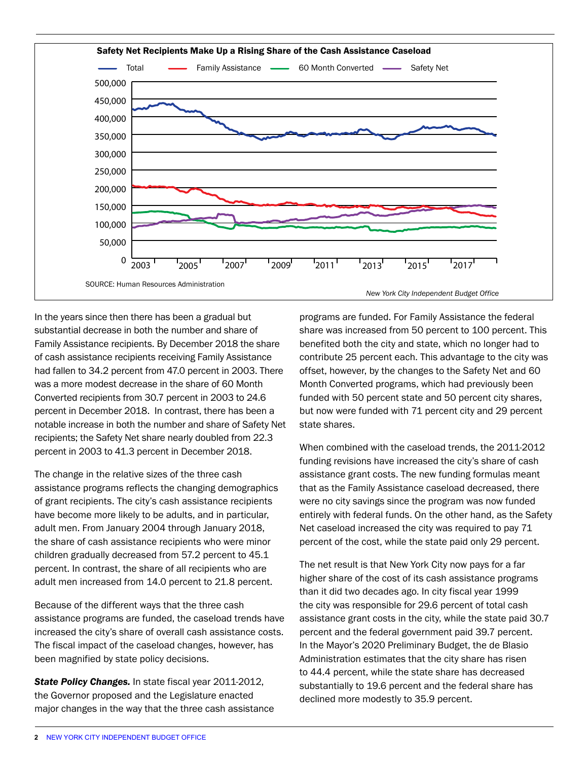**Safety Net Recipients Make Up a Rising Share of the Cash Assistance Caseload**

SOURCE: Human Resources Administration

*New York City Independent Budget Office*

In the years since then there has been a gradual but substantial decrease in both the number and share of Family Assistance recipients. By December 2018 the share of cash assistance recipients receiving Family Assistance had fallen to 34.2 percent from 47.0 percent in 2003. There was a more modest decrease in the share of 60 Month Converted recipients from 30.7 percent in 2003 to 24.6 percent in December 2018. In contrast, there has been a notable increase in both the number and share of Safety Net recipients; the Safety Net share nearly doubled from 22.3 percent in 2003 to 41.3 percent in December 2018.

The change in the relative sizes of the three cash assistance programs reflects the changing demographics of grant recipients. The city's cash assistance recipients have become more likely to be adults, and in particular, adult men. From January 2004 through January 2018, the share of cash assistance recipients who were minor children gradually decreased from 57.2 percent to 45.1 percent. In contrast, the share of all recipients who are adult men increased from 14.0 percent to 21.8 percent.

Because of the different ways that the three cash assistance programs are funded, the caseload trends have increased the city's share of overall cash assistance costs. The fiscal impact of the caseload changes, however, has been magnified by state policy decisions.

***State Policy Changes.*** In state fiscal year 2011-2012, the Governor proposed and the Legislature enacted major changes in the way that the three cash assistance programs are funded. For Family Assistance the federal share was increased from 50 percent to 100 percent. This benefited both the city and state, which no longer had to contribute 25 percent each. This advantage to the city was offset, however, by the changes to the Safety Net and 60 Month Converted programs, which had previously been funded with 50 percent state and 50 percent city shares, but now were funded with 71 percent city and 29 percent state shares.

When combined with the caseload trends, the 2011-2012 funding revisions have increased the city's share of cash assistance grant costs. The new funding formulas meant that as the Family Assistance caseload decreased, there were no city savings since the program was now funded entirely with federal funds. On the other hand, as the Safety Net caseload increased the city was required to pay 71 percent of the cost, while the state paid only 29 percent.

The net result is that New York City now pays for a far higher share of the cost of its cash assistance programs than it did two decades ago. In city fiscal year 1999 the city was responsible for 29.6 percent of total cash assistance grant costs in the city, while the state paid 30.7 percent and the federal government paid 39.7 percent. In the Mayor's 2020 Preliminary Budget, the de Blasio Administration estimates that the city share has risen to 44.4 percent, while the state share has decreased substantially to 19.6 percent and the federal share has declined more modestly to 35.9 percent.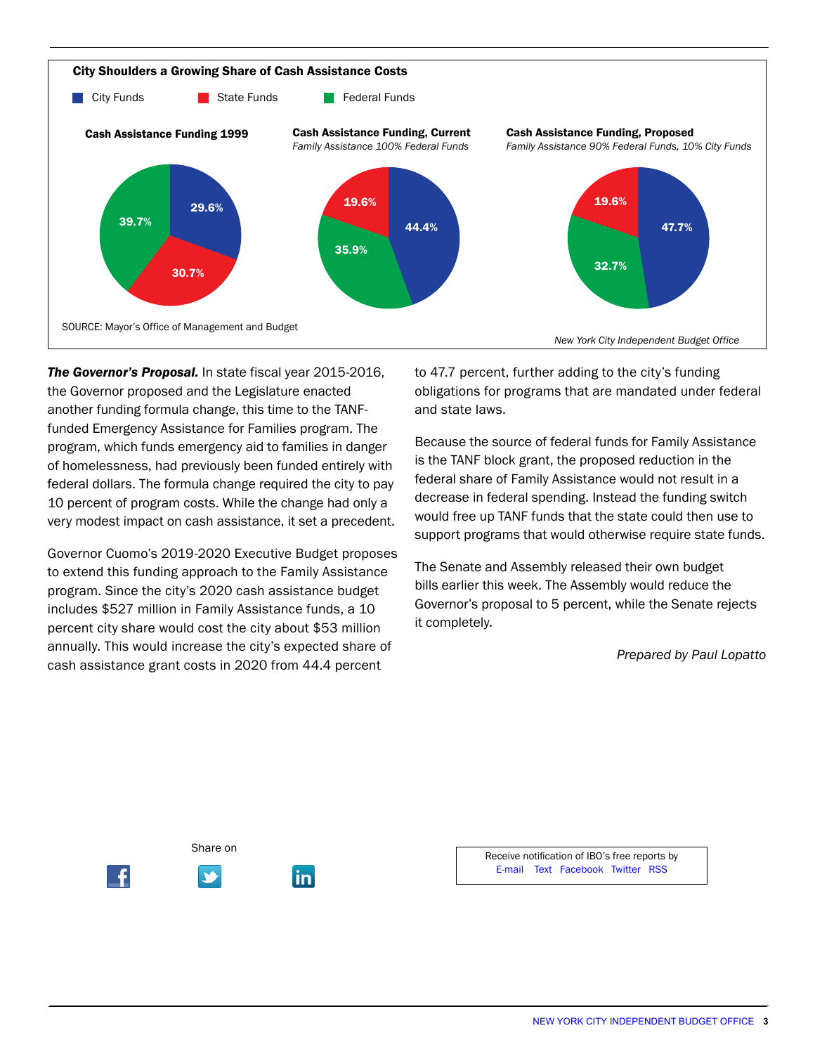**City Shoulders a Growing Share of Cash Assistance Costs**

City Funds State Funds Federal Funds

**Cash Assistance Funding 1999**

29.6%
30.7%
39.7%

**Cash Assistance Funding, Current**
*Family Assistance 100% Federal Funds*

44.4%
35.9%
19.6%

**Cash Assistance Funding, Proposed**
*Family Assistance 90% Federal Funds, 10% City Funds*

47.7%
32.7%
19.6%

SOURCE: Mayor's Office of Management and Budget

*New York City Independent Budget Office*

***The Governor's Proposal.*** In state fiscal year 2015-2016, the Governor proposed and the Legislature enacted another funding formula change, this time to the TANF-funded Emergency Assistance for Families program. The program, which funds emergency aid to families in danger of homelessness, had previously been funded entirely with federal dollars. The formula change required the city to pay 10 percent of program costs. While the change had only a very modest impact on cash assistance, it set a precedent.

Governor Cuomo's 2019-2020 Executive Budget proposes to extend this funding approach to the Family Assistance program. Since the city's 2020 cash assistance budget includes $527 million in Family Assistance funds, a 10 percent city share would cost the city about $53 million annually. This would increase the city's expected share of cash assistance grant costs in 2020 from 44.4 percent to 47.7 percent, further adding to the city's funding obligations for programs that are mandated under federal and state laws.

Because the source of federal funds for Family Assistance is the TANF block grant, the proposed reduction in the federal share of Family Assistance would not result in a decrease in federal spending. Instead the funding switch would free up TANF funds that the state could then use to support programs that would otherwise require state funds.

The Senate and Assembly released their own budget bills earlier this week. The Assembly would reduce the Governor's proposal to 5 percent, while the Senate rejects it completely.

*Prepared by Paul Lopatto*

Share on

Receive notification of IBO's free reports by
E-mail Text Facebook Twitter RSS